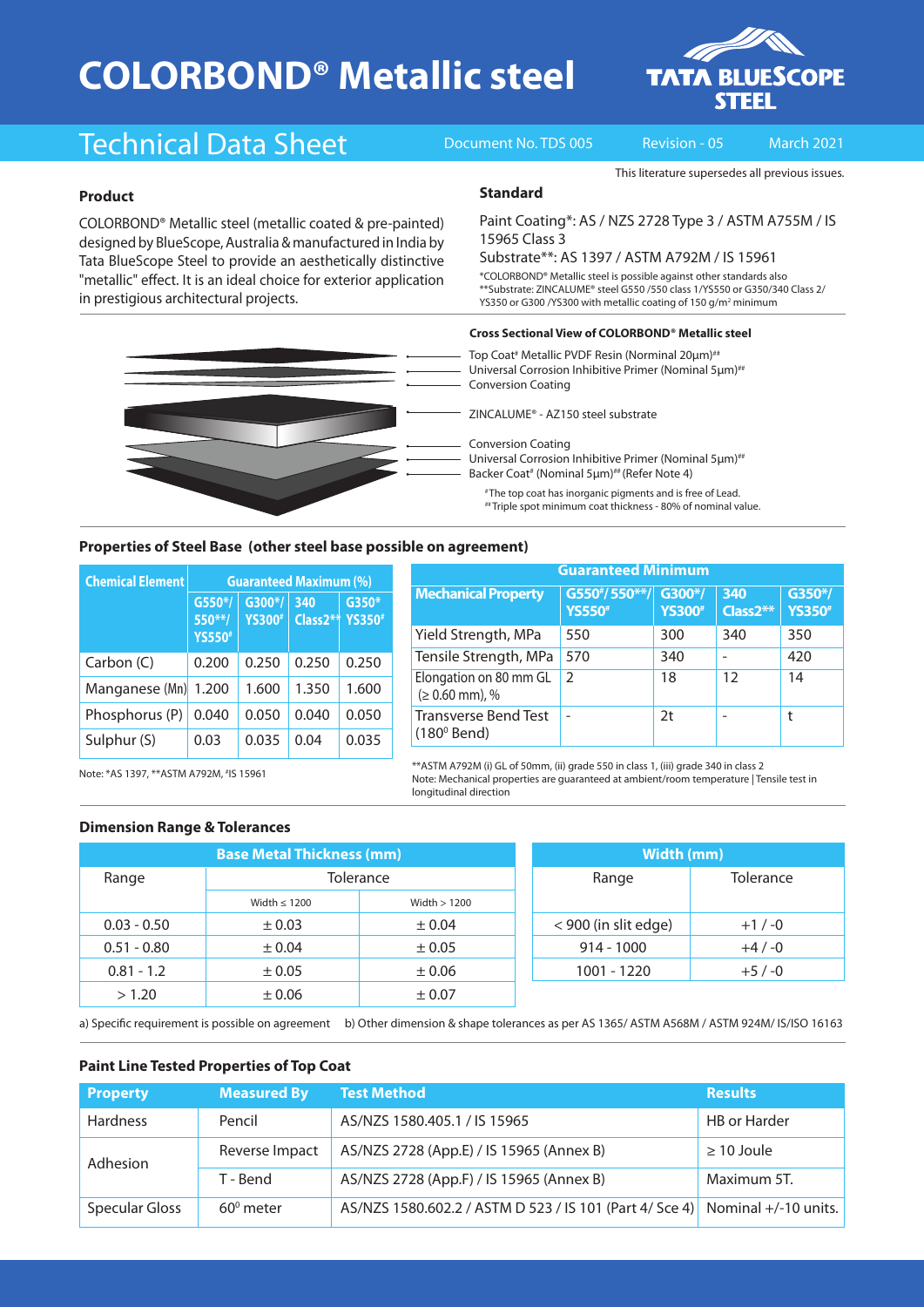# COLORBOND® Metallic steel

TATA BLUESCOPE STEEL

## Technical Data Sheet

Document No. TDS 005 Revision - 05 March 2021

This literature supersedes all previous issues.

### Product

COLORBOND® Metallic steel (metallic coated & pre-painted) designed by BlueScope, Australia & manufactured in India by Tata BlueScope Steel to provide an aesthetically distinctive "metallic" effect. It is an ideal choice for exterior application in prestigious architectural projects.

### Standard

Paint Coating*: AS / NZS 2728 Type 3 / ASTM A755M / IS 15965 Class 3

Substrate**: AS 1397 / ASTM A792M / IS 15961

*COLORBOND® Metallic steel is possible against other standards also
**Substrate: ZINCALUME® steel G550 /550 class 1/YS550 or G350/340 Class 2/ YS350 or G300 /YS300 with metallic coating of 150 g/m² minimum

### Cross Sectional View of COLORBOND® Metallic steel

- Top Coat# Metallic PVDF Resin (Norminal 20µm)##
- Universal Corrosion Inhibitive Primer (Nominal 5µm)##
- Conversion Coating
- ZINCALUME® - AZ150 steel substrate
- Conversion Coating
- Universal Corrosion Inhibitive Primer (Nominal 5µm)##
- Backer Coat# (Nominal 5µm)## (Refer Note 4)

#The top coat has inorganic pigments and is free of Lead.
##Triple spot minimum coat thickness - 80% of nominal value.

### Properties of Steel Base (other steel base possible on agreement)

| Chemical Element | Guaranteed Maximum (%) | | | |
|---|---|---|---|---|
| | G550*/ 550**/ YS550# | G300*/ YS300# | 340 Class2** | G350* YS350# |
| Carbon (C) | 0.200 | 0.250 | 0.250 | 0.250 |
| Manganese (Mn) | 1.200 | 1.600 | 1.350 | 1.600 |
| Phosphorus (P) | 0.040 | 0.050 | 0.040 | 0.050 |
| Sulphur (S) | 0.03 | 0.035 | 0.04 | 0.035 |

Note: *AS 1397, **ASTM A792M, #IS 15961

| Mechanical Property | Guaranteed Minimum | | | |
|---|---|---|---|---|
| | G550#/ 550**/ YS550# | G300*/ YS300# | 340 Class2** | G350*/ YS350# |
| Yield Strength, MPa | 550 | 300 | 340 | 350 |
| Tensile Strength, MPa | 570 | 340 | - | 420 |
| Elongation on 80 mm GL (≥ 0.60 mm), % | 2 | 18 | 12 | 14 |
| Transverse Bend Test (180° Bend) | - | 2t | - | t |

**ASTM A792M (i) GL of 50mm, (ii) grade 550 in class 1, (iii) grade 340 in class 2
Note: Mechanical properties are guaranteed at ambient/room temperature | Tensile test in longitudinal direction

### Dimension Range & Tolerances

| Base Metal Thickness (mm) | | |
|---|---|---|
| Range | Tolerance | |
| | Width ≤ 1200 | Width > 1200 |
| 0.03 - 0.50 | ± 0.03 | ± 0.04 |
| 0.51 - 0.80 | ± 0.04 | ± 0.05 |
| 0.81 - 1.2 | ± 0.05 | ± 0.06 |
| > 1.20 | ± 0.06 | ± 0.07 |

| Width (mm) | |
|---|---|
| Range | Tolerance |
| < 900 (in slit edge) | +1 / -0 |
| 914 - 1000 | +4 / -0 |
| 1001 - 1220 | +5 / -0 |

a) Specific requirement is possible on agreement b) Other dimension & shape tolerances as per AS 1365/ ASTM A568M / ASTM 924M/ IS/ISO 16163

### Paint Line Tested Properties of Top Coat

| Property | Measured By | Test Method | Results |
|---|---|---|---|
| Hardness | Pencil | AS/NZS 1580.405.1 / IS 15965 | HB or Harder |
| Adhesion | Reverse Impact | AS/NZS 2728 (App.E) / IS 15965 (Annex B) | ≥ 10 Joule |
| | T - Bend | AS/NZS 2728 (App.F) / IS 15965 (Annex B) | Maximum 5T. |
| Specular Gloss | 60° meter | AS/NZS 1580.602.2 / ASTM D 523 / IS 101 (Part 4/ Sce 4) | Nominal +/-10 units. |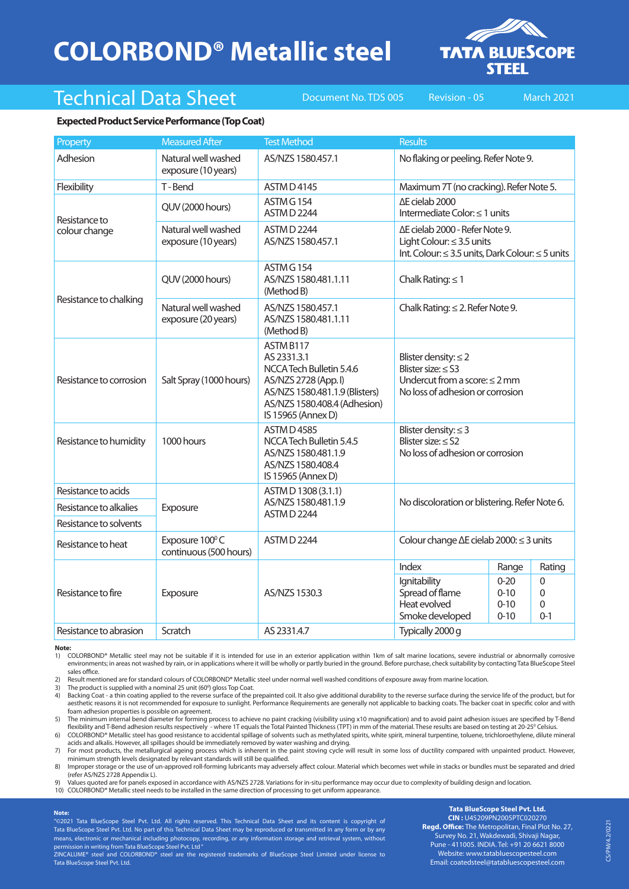# COLORBOND® Metallic steel

TATA BLUESCOPE STEEL

## Technical Data Sheet

Document No. TDS 005 Revision - 05 March 2021

**Expected Product Service Performance (Top Coat)**

| Property | Measured After | Test Method | Results |
|---|---|---|---|
| Adhesion | Natural well washed exposure (10 years) | AS/NZS 1580.457.1 | No flaking or peeling. Refer Note 9. |
| Flexibility | T - Bend | ASTM D 4145 | Maximum 7T (no cracking). Refer Note 5. |
| Resistance to colour change | QUV (2000 hours) | ASTM G 154<br>ASTM D 2244 | ΔE cielab 2000<br>Intermediate Color: ≤ 1 units |
| | Natural well washed exposure (10 years) | ASTM D 2244<br>AS/NZS 1580.457.1 | ΔE cielab 2000 - Refer Note 9.<br>Light Colour: ≤ 3.5 units<br>Int. Colour: ≤ 3.5 units, Dark Colour: ≤ 5 units |
| Resistance to chalking | QUV (2000 hours) | ASTM G 154<br>AS/NZS 1580.481.1.11<br>(Method B) | Chalk Rating: ≤ 1 |
| | Natural well washed exposure (20 years) | AS/NZS 1580.457.1<br>AS/NZS 1580.481.1.11<br>(Method B) | Chalk Rating: ≤ 2. Refer Note 9. |
| Resistance to corrosion | Salt Spray (1000 hours) | ASTM B117<br>AS 2331.3.1<br>NCCA Tech Bulletin 5.4.6<br>AS/NZS 2728 (App. I)<br>AS/NZS 1580.481.1.9 (Blisters)<br>AS/NZS 1580.408.4 (Adhesion)<br>IS 15965 (Annex D) | Blister density: ≤ 2<br>Blister size: ≤ S3<br>Undercut from a score: ≤ 2 mm<br>No loss of adhesion or corrosion |
| Resistance to humidity | 1000 hours | ASTM D 4585<br>NCCA Tech Bulletin 5.4.5<br>AS/NZS 1580.481.1.9<br>AS/NZS 1580.408.4<br>IS 15965 (Annex D) | Blister density: ≤ 3<br>Blister size: ≤ S2<br>No loss of adhesion or corrosion |
| Resistance to acids<br>Resistance to alkalies<br>Resistance to solvents | Exposure | ASTM D 1308 (3.1.1)<br>AS/NZS 1580.481.1.9<br>ASTM D 2244 | No discoloration or blistering. Refer Note 6. |
| Resistance to heat | Exposure 100° C continuous (500 hours) | ASTM D 2244 | Colour change ΔE cielab 2000: ≤ 3 units |
| Resistance to fire | Exposure | AS/NZS 1530.3 | Index / Range / Rating:<br>Ignitability 0-20 / 0<br>Spread of flame 0-10 / 0<br>Heat evolved 0-10 / 0<br>Smoke developed 0-10 / 0-1 |
| Resistance to abrasion | Scratch | AS 2331.4.7 | Typically 2000 g |

**Note:**

1) COLORBOND® Metallic steel may not be suitable if it is intended for use in an exterior application within 1km of salt marine locations, severe industrial or abnormally corrosive environments; in areas not washed by rain, or in applications where it will be wholly or partly buried in the ground. Before purchase, check suitability by contacting Tata BlueScope Steel sales office.
2) Result mentioned are for standard colours of COLORBOND® Metallic steel under normal well washed conditions of exposure away from marine location.
3) The product is supplied with a nominal 25 unit (60°) gloss Top Coat.
4) Backing Coat - a thin coating applied to the reverse surface of the prepainted coil. It also give additional durability to the reverse surface during the service life of the product, but for aesthetic reasons it is not recommended for exposure to sunlight. Performance Requirements are generally not applicable to backing coats. The backer coat in specific color and with foam adhesion properties is possible on agreement.
5) The minimum internal bend diameter for forming process to achieve no paint cracking (visibility using x10 magnification) and to avoid paint adhesion issues are specified by T-Bend flexibility and T-Bend adhesion results respectively - where 1T equals the Total Painted Thickness (TPT) in mm of the material. These results are based on testing at 20-25° Celsius.
6) COLORBOND® Metallic steel has good resistance to accidental spillage of solvents such as methylated spirits, white spirit, mineral turpentine, toluene, trichloroethylene, dilute mineral acids and alkalis. However, all spillages should be immediately removed by water washing and drying.
7) For most products, the metallurgical ageing process which is inherent in the paint stoving cycle will result in some loss of ductility compared with unpainted product. However, minimum strength levels designated by relevant standards will still be qualified.
8) Improper storage or the use of un-approved roll-forming lubricants may adversely affect colour. Material which becomes wet while in stacks or bundles must be separated and dried (refer AS/NZS 2728 Appendix L).
9) Values quoted are for panels exposed in accordance with AS/NZS 2728. Variations for in-situ performance may occur due to complexity of building design and location.
10) COLORBOND® Metallic steel needs to be installed in the same direction of processing to get uniform appearance.

**Note:**

"©2021 Tata BlueScope Steel Pvt. Ltd. All rights reserved. This Technical Data Sheet and its content is copyright of Tata BlueScope Steel Pvt. Ltd. No part of this Technical Data Sheet may be reproduced or transmitted in any form or by any means, electronic or mechanical including photocopy, recording, or any information storage and retrieval system, without permission in writing from Tata BlueScope Steel Pvt. Ltd"
ZINCALUME® steel and COLORBOND® steel are the registered trademarks of BlueScope Steel Limited under license to Tata BlueScope Steel Pvt. Ltd.

**Tata BlueScope Steel Pvt. Ltd.**
**CIN :** U45209PN2005PTC020270
**Regd. Office:** The Metropolitan, Final Plot No. 27, Survey No. 21, Wakdewadi, Shivaji Nagar, Pune - 411005. INDIA. Tel: +91 20 6621 8000
Website: www.tatabluescopesteel.com
Email: coatedsteel@tatabluescopesteel.com

CS/PM/4.2/2021